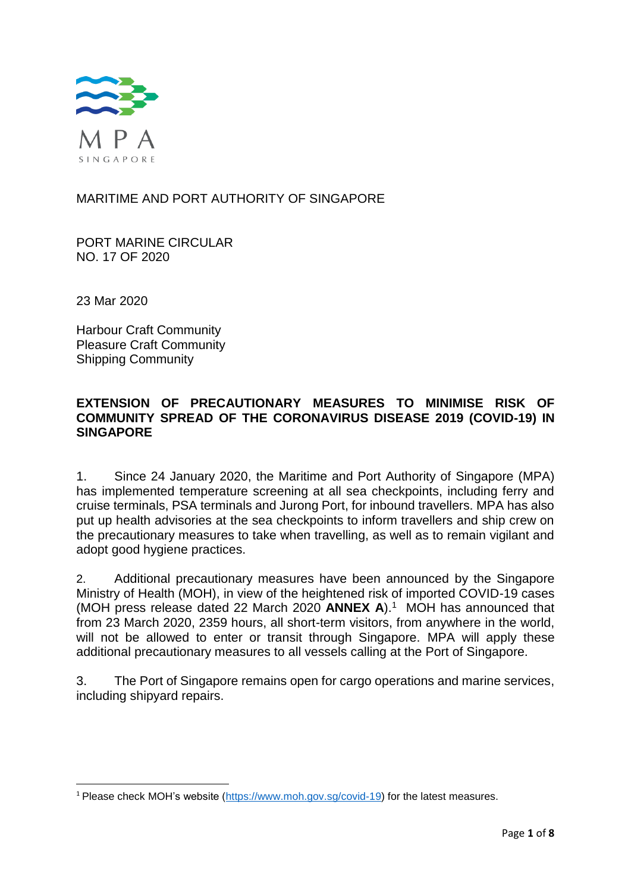MPA SINGAPORE

MARITIME AND PORT AUTHORITY OF SINGAPORE

PORT MARINE CIRCULAR
NO. 17 OF 2020

23 Mar 2020

Harbour Craft Community
Pleasure Craft Community
Shipping Community

**EXTENSION OF PRECAUTIONARY MEASURES TO MINIMISE RISK OF COMMUNITY SPREAD OF THE CORONAVIRUS DISEASE 2019 (COVID-19) IN SINGAPORE**

1. Since 24 January 2020, the Maritime and Port Authority of Singapore (MPA) has implemented temperature screening at all sea checkpoints, including ferry and cruise terminals, PSA terminals and Jurong Port, for inbound travellers. MPA has also put up health advisories at the sea checkpoints to inform travellers and ship crew on the precautionary measures to take when travelling, as well as to remain vigilant and adopt good hygiene practices.

2. Additional precautionary measures have been announced by the Singapore Ministry of Health (MOH), in view of the heightened risk of imported COVID-19 cases (MOH press release dated 22 March 2020 **ANNEX A**).[1] MOH has announced that from 23 March 2020, 2359 hours, all short-term visitors, from anywhere in the world, will not be allowed to enter or transit through Singapore. MPA will apply these additional precautionary measures to all vessels calling at the Port of Singapore.

3. The Port of Singapore remains open for cargo operations and marine services, including shipyard repairs.

[1] Please check MOH's website (https://www.moh.gov.sg/covid-19) for the latest measures.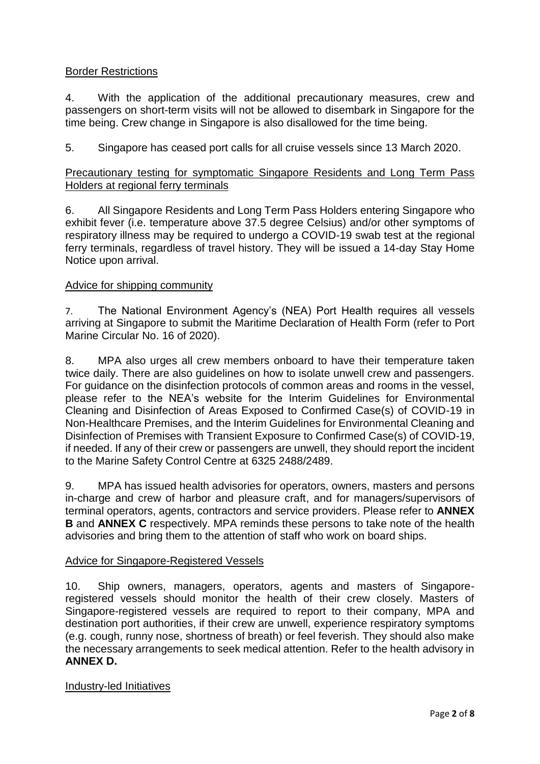## Border Restrictions

4. With the application of the additional precautionary measures, crew and passengers on short-term visits will not be allowed to disembark in Singapore for the time being. Crew change in Singapore is also disallowed for the time being.

5. Singapore has ceased port calls for all cruise vessels since 13 March 2020.

## Precautionary testing for symptomatic Singapore Residents and Long Term Pass Holders at regional ferry terminals

6. All Singapore Residents and Long Term Pass Holders entering Singapore who exhibit fever (i.e. temperature above 37.5 degree Celsius) and/or other symptoms of respiratory illness may be required to undergo a COVID-19 swab test at the regional ferry terminals, regardless of travel history. They will be issued a 14-day Stay Home Notice upon arrival.

## Advice for shipping community

7. The National Environment Agency's (NEA) Port Health requires all vessels arriving at Singapore to submit the Maritime Declaration of Health Form (refer to Port Marine Circular No. 16 of 2020).

8. MPA also urges all crew members onboard to have their temperature taken twice daily. There are also guidelines on how to isolate unwell crew and passengers. For guidance on the disinfection protocols of common areas and rooms in the vessel, please refer to the NEA's website for the Interim Guidelines for Environmental Cleaning and Disinfection of Areas Exposed to Confirmed Case(s) of COVID-19 in Non-Healthcare Premises, and the Interim Guidelines for Environmental Cleaning and Disinfection of Premises with Transient Exposure to Confirmed Case(s) of COVID-19, if needed. If any of their crew or passengers are unwell, they should report the incident to the Marine Safety Control Centre at 6325 2488/2489.

9. MPA has issued health advisories for operators, owners, masters and persons in-charge and crew of harbor and pleasure craft, and for managers/supervisors of terminal operators, agents, contractors and service providers. Please refer to **ANNEX B** and **ANNEX C** respectively. MPA reminds these persons to take note of the health advisories and bring them to the attention of staff who work on board ships.

## Advice for Singapore-Registered Vessels

10. Ship owners, managers, operators, agents and masters of Singapore-registered vessels should monitor the health of their crew closely. Masters of Singapore-registered vessels are required to report to their company, MPA and destination port authorities, if their crew are unwell, experience respiratory symptoms (e.g. cough, runny nose, shortness of breath) or feel feverish. They should also make the necessary arrangements to seek medical attention. Refer to the health advisory in **ANNEX D.**

## Industry-led Initiatives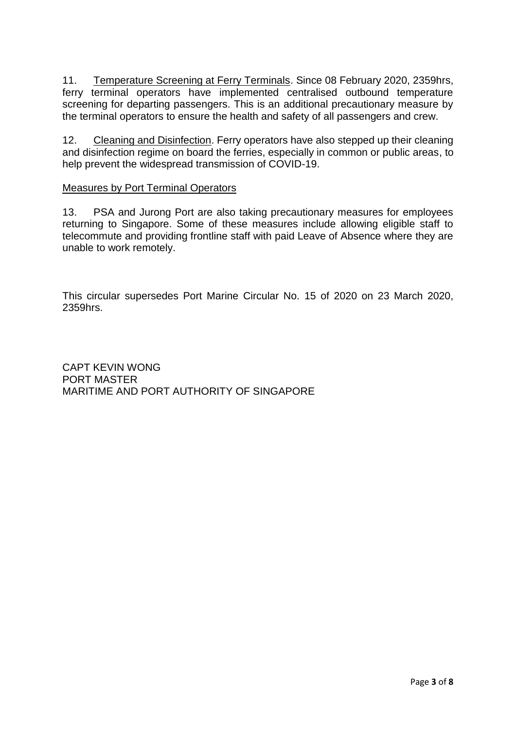11. Temperature Screening at Ferry Terminals. Since 08 February 2020, 2359hrs, ferry terminal operators have implemented centralised outbound temperature screening for departing passengers. This is an additional precautionary measure by the terminal operators to ensure the health and safety of all passengers and crew.

12. Cleaning and Disinfection. Ferry operators have also stepped up their cleaning and disinfection regime on board the ferries, especially in common or public areas, to help prevent the widespread transmission of COVID-19.

## Measures by Port Terminal Operators

13. PSA and Jurong Port are also taking precautionary measures for employees returning to Singapore. Some of these measures include allowing eligible staff to telecommute and providing frontline staff with paid Leave of Absence where they are unable to work remotely.

This circular supersedes Port Marine Circular No. 15 of 2020 on 23 March 2020, 2359hrs.

CAPT KEVIN WONG
PORT MASTER
MARITIME AND PORT AUTHORITY OF SINGAPORE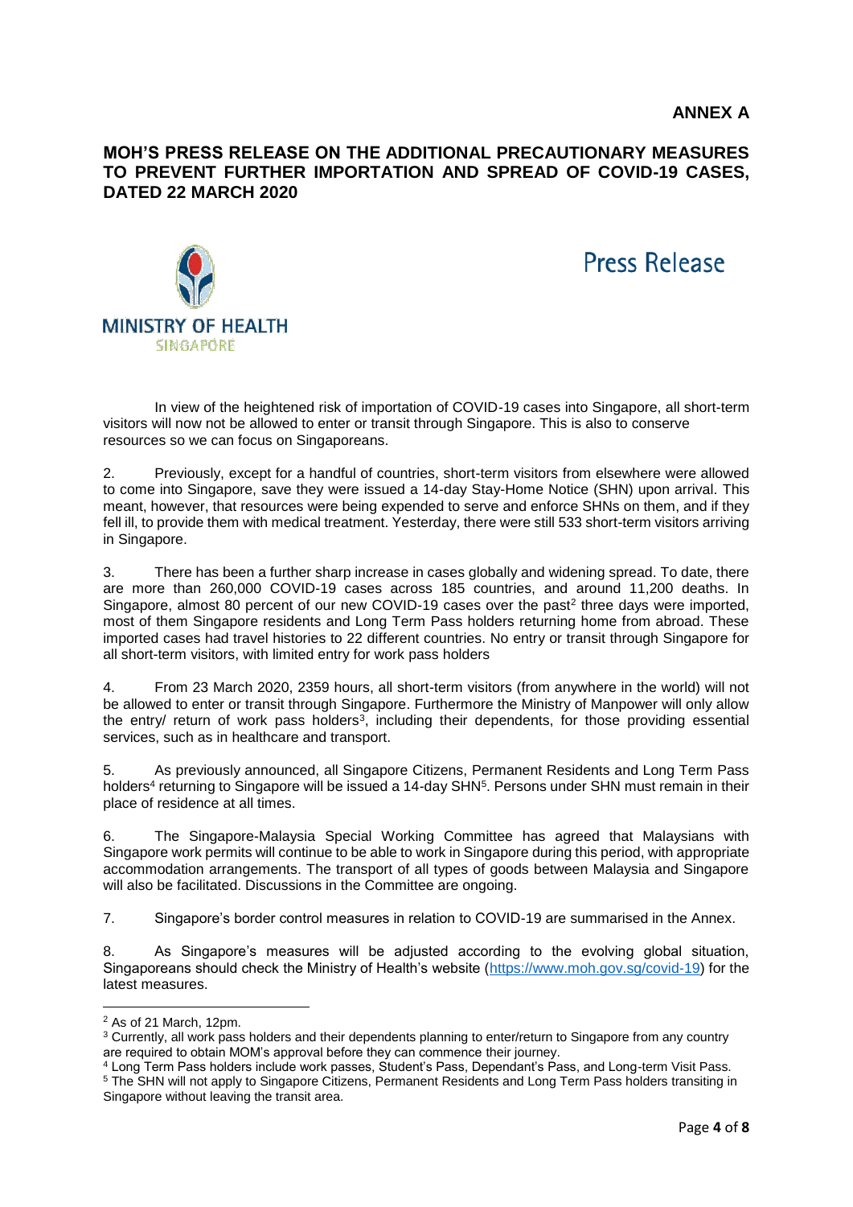**ANNEX A**

## MOH'S PRESS RELEASE ON THE ADDITIONAL PRECAUTIONARY MEASURES TO PREVENT FURTHER IMPORTATION AND SPREAD OF COVID-19 CASES, DATED 22 MARCH 2020

MINISTRY OF HEALTH
SINGAPORE

Press Release

In view of the heightened risk of importation of COVID-19 cases into Singapore, all short-term visitors will now not be allowed to enter or transit through Singapore. This is also to conserve resources so we can focus on Singaporeans.

2. Previously, except for a handful of countries, short-term visitors from elsewhere were allowed to come into Singapore, save they were issued a 14-day Stay-Home Notice (SHN) upon arrival. This meant, however, that resources were being expended to serve and enforce SHNs on them, and if they fell ill, to provide them with medical treatment. Yesterday, there were still 533 short-term visitors arriving in Singapore.

3. There has been a further sharp increase in cases globally and widening spread. To date, there are more than 260,000 COVID-19 cases across 185 countries, and around 11,200 deaths. In Singapore, almost 80 percent of our new COVID-19 cases over the past[2] three days were imported, most of them Singapore residents and Long Term Pass holders returning home from abroad. These imported cases had travel histories to 22 different countries. No entry or transit through Singapore for all short-term visitors, with limited entry for work pass holders

4. From 23 March 2020, 2359 hours, all short-term visitors (from anywhere in the world) will not be allowed to enter or transit through Singapore. Furthermore the Ministry of Manpower will only allow the entry/ return of work pass holders[3], including their dependents, for those providing essential services, such as in healthcare and transport.

5. As previously announced, all Singapore Citizens, Permanent Residents and Long Term Pass holders[4] returning to Singapore will be issued a 14-day SHN[5]. Persons under SHN must remain in their place of residence at all times.

6. The Singapore-Malaysia Special Working Committee has agreed that Malaysians with Singapore work permits will continue to be able to work in Singapore during this period, with appropriate accommodation arrangements. The transport of all types of goods between Malaysia and Singapore will also be facilitated. Discussions in the Committee are ongoing.

7. Singapore's border control measures in relation to COVID-19 are summarised in the Annex.

8. As Singapore's measures will be adjusted according to the evolving global situation, Singaporeans should check the Ministry of Health's website (https://www.moh.gov.sg/covid-19) for the latest measures.

---

[2] As of 21 March, 12pm.

[3] Currently, all work pass holders and their dependents planning to enter/return to Singapore from any country are required to obtain MOM's approval before they can commence their journey.

[4] Long Term Pass holders include work passes, Student's Pass, Dependant's Pass, and Long-term Visit Pass.

[5] The SHN will not apply to Singapore Citizens, Permanent Residents and Long Term Pass holders transiting in Singapore without leaving the transit area.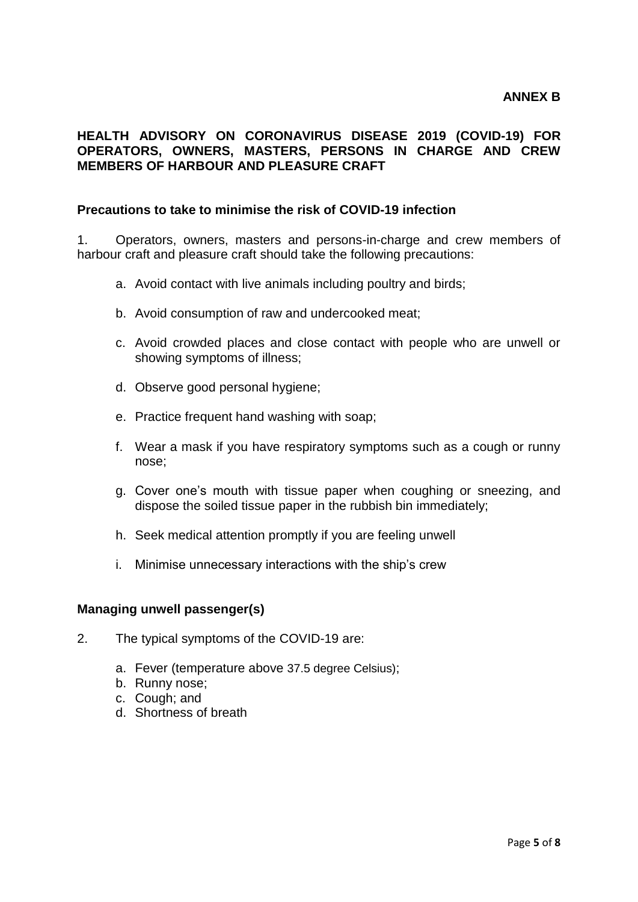**ANNEX B**

## HEALTH ADVISORY ON CORONAVIRUS DISEASE 2019 (COVID-19) FOR OPERATORS, OWNERS, MASTERS, PERSONS IN CHARGE AND CREW MEMBERS OF HARBOUR AND PLEASURE CRAFT

### Precautions to take to minimise the risk of COVID-19 infection

1. Operators, owners, masters and persons-in-charge and crew members of harbour craft and pleasure craft should take the following precautions:

   a. Avoid contact with live animals including poultry and birds;

   b. Avoid consumption of raw and undercooked meat;

   c. Avoid crowded places and close contact with people who are unwell or showing symptoms of illness;

   d. Observe good personal hygiene;

   e. Practice frequent hand washing with soap;

   f. Wear a mask if you have respiratory symptoms such as a cough or runny nose;

   g. Cover one's mouth with tissue paper when coughing or sneezing, and dispose the soiled tissue paper in the rubbish bin immediately;

   h. Seek medical attention promptly if you are feeling unwell

   i. Minimise unnecessary interactions with the ship's crew

### Managing unwell passenger(s)

2. The typical symptoms of the COVID-19 are:

   a. Fever (temperature above 37.5 degree Celsius);
   b. Runny nose;
   c. Cough; and
   d. Shortness of breath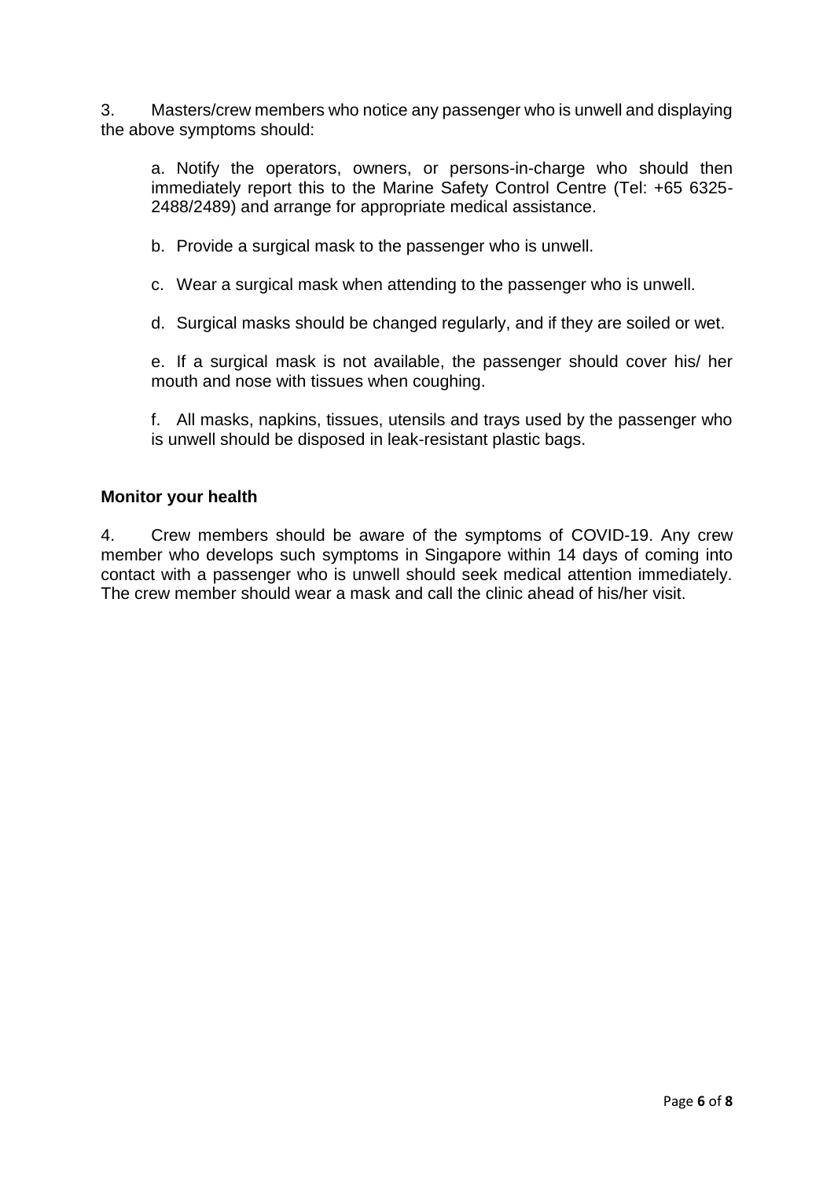3. Masters/crew members who notice any passenger who is unwell and displaying the above symptoms should:

a. Notify the operators, owners, or persons-in-charge who should then immediately report this to the Marine Safety Control Centre (Tel: +65 6325-2488/2489) and arrange for appropriate medical assistance.

b. Provide a surgical mask to the passenger who is unwell.

c. Wear a surgical mask when attending to the passenger who is unwell.

d. Surgical masks should be changed regularly, and if they are soiled or wet.

e. If a surgical mask is not available, the passenger should cover his/ her mouth and nose with tissues when coughing.

f. All masks, napkins, tissues, utensils and trays used by the passenger who is unwell should be disposed in leak-resistant plastic bags.

**Monitor your health**

4. Crew members should be aware of the symptoms of COVID-19. Any crew member who develops such symptoms in Singapore within 14 days of coming into contact with a passenger who is unwell should seek medical attention immediately. The crew member should wear a mask and call the clinic ahead of his/her visit.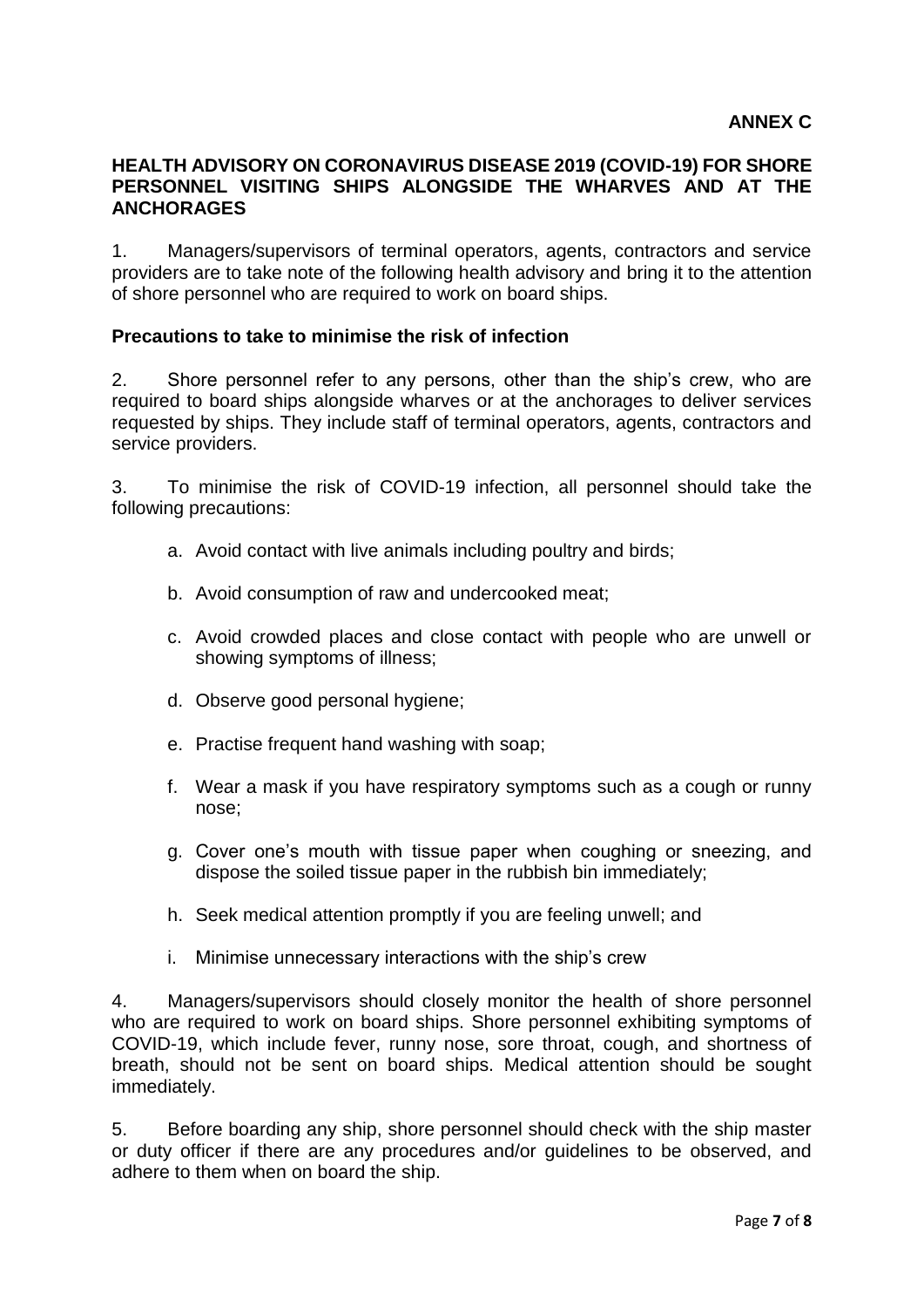**ANNEX C**

## HEALTH ADVISORY ON CORONAVIRUS DISEASE 2019 (COVID-19) FOR SHORE PERSONNEL VISITING SHIPS ALONGSIDE THE WHARVES AND AT THE ANCHORAGES

1. Managers/supervisors of terminal operators, agents, contractors and service providers are to take note of the following health advisory and bring it to the attention of shore personnel who are required to work on board ships.

### Precautions to take to minimise the risk of infection

2. Shore personnel refer to any persons, other than the ship's crew, who are required to board ships alongside wharves or at the anchorages to deliver services requested by ships. They include staff of terminal operators, agents, contractors and service providers.

3. To minimise the risk of COVID-19 infection, all personnel should take the following precautions:

   a. Avoid contact with live animals including poultry and birds;

   b. Avoid consumption of raw and undercooked meat;

   c. Avoid crowded places and close contact with people who are unwell or showing symptoms of illness;

   d. Observe good personal hygiene;

   e. Practise frequent hand washing with soap;

   f. Wear a mask if you have respiratory symptoms such as a cough or runny nose;

   g. Cover one's mouth with tissue paper when coughing or sneezing, and dispose the soiled tissue paper in the rubbish bin immediately;

   h. Seek medical attention promptly if you are feeling unwell; and

   i. Minimise unnecessary interactions with the ship's crew

4. Managers/supervisors should closely monitor the health of shore personnel who are required to work on board ships. Shore personnel exhibiting symptoms of COVID-19, which include fever, runny nose, sore throat, cough, and shortness of breath, should not be sent on board ships. Medical attention should be sought immediately.

5. Before boarding any ship, shore personnel should check with the ship master or duty officer if there are any procedures and/or guidelines to be observed, and adhere to them when on board the ship.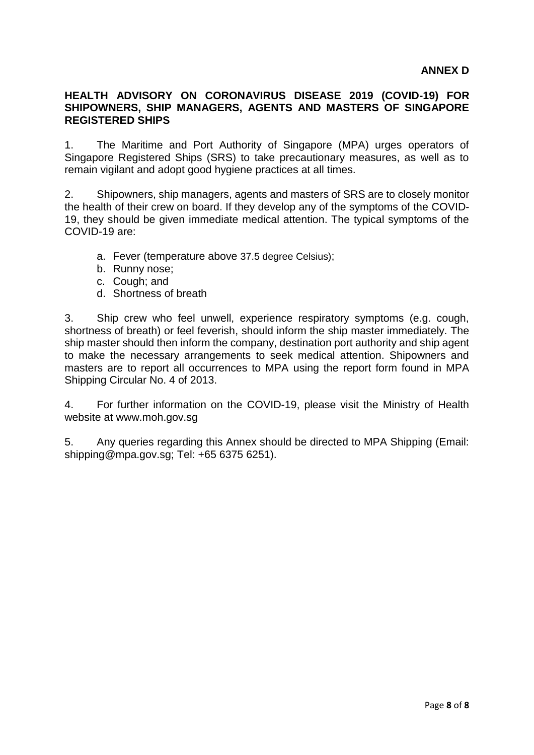**ANNEX D**

## HEALTH ADVISORY ON CORONAVIRUS DISEASE 2019 (COVID-19) FOR SHIPOWNERS, SHIP MANAGERS, AGENTS AND MASTERS OF SINGAPORE REGISTERED SHIPS

1. The Maritime and Port Authority of Singapore (MPA) urges operators of Singapore Registered Ships (SRS) to take precautionary measures, as well as to remain vigilant and adopt good hygiene practices at all times.

2. Shipowners, ship managers, agents and masters of SRS are to closely monitor the health of their crew on board. If they develop any of the symptoms of the COVID-19, they should be given immediate medical attention. The typical symptoms of the COVID-19 are:

   a. Fever (temperature above 37.5 degree Celsius);
   b. Runny nose;
   c. Cough; and
   d. Shortness of breath

3. Ship crew who feel unwell, experience respiratory symptoms (e.g. cough, shortness of breath) or feel feverish, should inform the ship master immediately. The ship master should then inform the company, destination port authority and ship agent to make the necessary arrangements to seek medical attention. Shipowners and masters are to report all occurrences to MPA using the report form found in MPA Shipping Circular No. 4 of 2013.

4. For further information on the COVID-19, please visit the Ministry of Health website at www.moh.gov.sg

5. Any queries regarding this Annex should be directed to MPA Shipping (Email: shipping@mpa.gov.sg; Tel: +65 6375 6251).